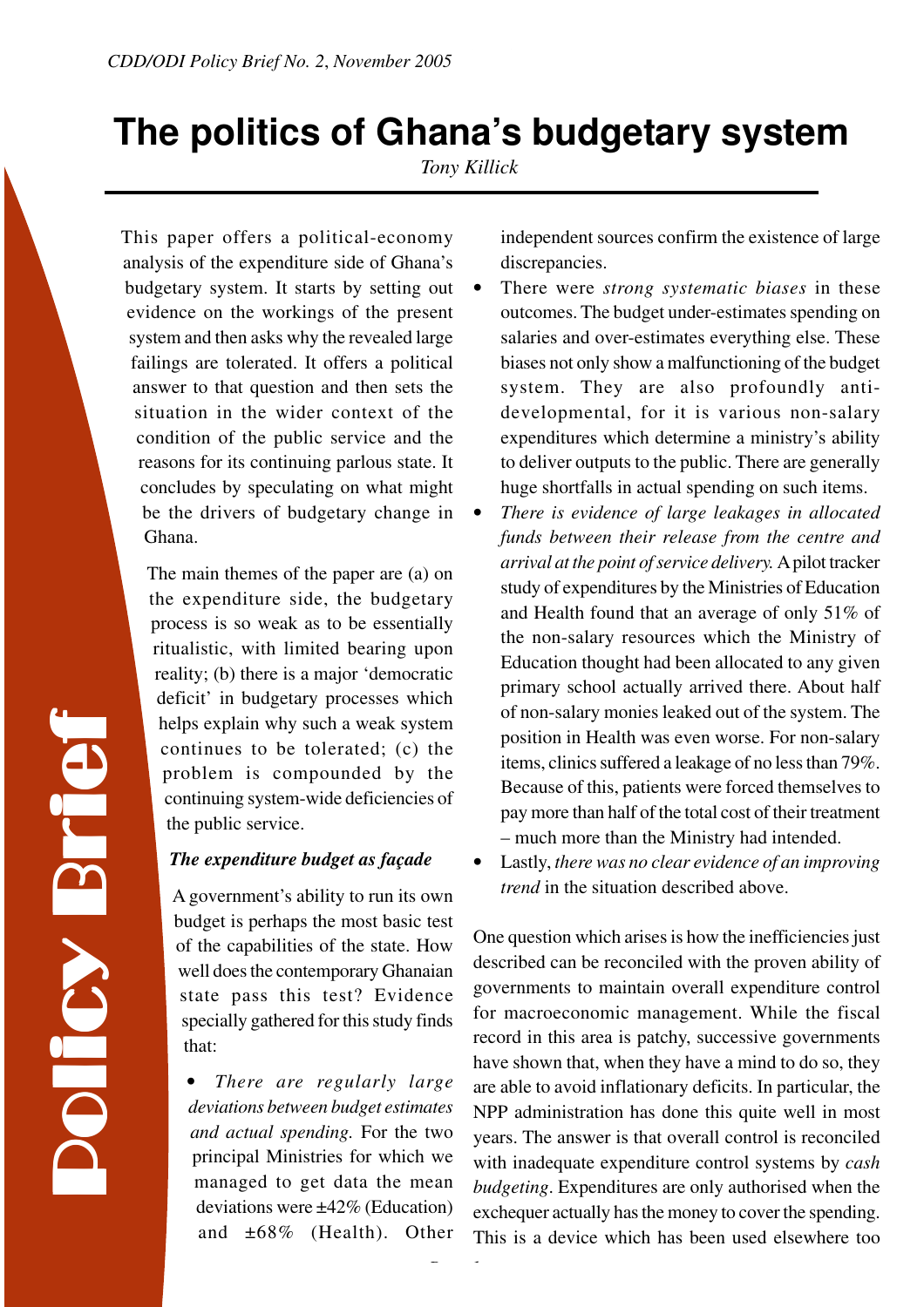*CDD/ODI Policy Brief No. 2, November 2005*

# The politics of Ghana's budgetary system

*Tony Killick*

This paper offers a political-economy analysis of the expenditure side of Ghana's budgetary system. It starts by setting out evidence on the workings of the present system and then asks why the revealed large failings are tolerated. It offers a political answer to that question and then sets the situation in the wider context of the condition of the public service and the reasons for its continuing parlous state. It concludes by speculating on what might be the drivers of budgetary change in Ghana.

The main themes of the paper are (a) on the expenditure side, the budgetary process is so weak as to be essentially ritualistic, with limited bearing upon reality; (b) there is a major 'democratic deficit' in budgetary processes which helps explain why such a weak system continues to be tolerated; (c) the problem is compounded by the continuing system-wide deficiencies of the public service.

### *The expenditure budget as façade*

A government's ability to run its own budget is perhaps the most basic test of the capabilities of the state. How well does the contemporary Ghanaian state pass this test? Evidence specially gathered for this study finds that:

- *There are regularly large deviations between budget estimates and actual spending.* For the two principal Ministries for which we managed to get data the mean deviations were ±42% (Education) and ±68% (Health). Other independent sources confirm the existence of large discrepancies.
- There were *strong systematic biases* in these outcomes. The budget under-estimates spending on salaries and over-estimates everything else. These biases not only show a malfunctioning of the budget system. They are also profoundly anti-developmental, for it is various non-salary expenditures which determine a ministry's ability to deliver outputs to the public. There are generally huge shortfalls in actual spending on such items.
- *There is evidence of large leakages in allocated funds between their release from the centre and arrival at the point of service delivery.* A pilot tracker study of expenditures by the Ministries of Education and Health found that an average of only 51% of the non-salary resources which the Ministry of Education thought had been allocated to any given primary school actually arrived there. About half of non-salary monies leaked out of the system. The position in Health was even worse. For non-salary items, clinics suffered a leakage of no less than 79%. Because of this, patients were forced themselves to pay more than half of the total cost of their treatment – much more than the Ministry had intended.
- Lastly, *there was no clear evidence of an improving trend* in the situation described above.

One question which arises is how the inefficiencies just described can be reconciled with the proven ability of governments to maintain overall expenditure control for macroeconomic management. While the fiscal record in this area is patchy, successive governments have shown that, when they have a mind to do so, they are able to avoid inflationary deficits. In particular, the NPP administration has done this quite well in most years. The answer is that overall control is reconciled with inadequate expenditure control systems by *cash budgeting*. Expenditures are only authorised when the exchequer actually has the money to cover the spending. This is a device which has been used elsewhere too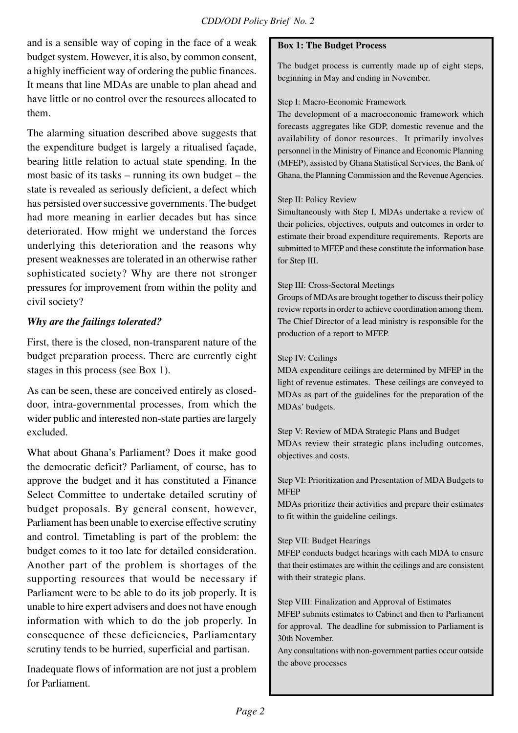and is a sensible way of coping in the face of a weak budget system. However, it is also, by common consent, a highly inefficient way of ordering the public finances. It means that line MDAs are unable to plan ahead and have little or no control over the resources allocated to them.

The alarming situation described above suggests that the expenditure budget is largely a ritualised façade, bearing little relation to actual state spending. In the most basic of its tasks – running its own budget – the state is revealed as seriously deficient, a defect which has persisted over successive governments. The budget had more meaning in earlier decades but has since deteriorated. How might we understand the forces underlying this deterioration and the reasons why present weaknesses are tolerated in an otherwise rather sophisticated society? Why are there not stronger pressures for improvement from within the polity and civil society?

### *Why are the failings tolerated?*

First, there is the closed, non-transparent nature of the budget preparation process. There are currently eight stages in this process (see Box 1).

As can be seen, these are conceived entirely as closed-door, intra-governmental processes, from which the wider public and interested non-state parties are largely excluded.

What about Ghana's Parliament? Does it make good the democratic deficit? Parliament, of course, has to approve the budget and it has constituted a Finance Select Committee to undertake detailed scrutiny of budget proposals. By general consent, however, Parliament has been unable to exercise effective scrutiny and control. Timetabling is part of the problem: the budget comes to it too late for detailed consideration. Another part of the problem is shortages of the supporting resources that would be necessary if Parliament were to be able to do its job properly. It is unable to hire expert advisers and does not have enough information with which to do the job properly. In consequence of these deficiencies, Parliamentary scrutiny tends to be hurried, superficial and partisan.

Inadequate flows of information are not just a problem for Parliament.

**Box 1: The Budget Process**

The budget process is currently made up of eight steps, beginning in May and ending in November.

Step I: Macro-Economic Framework
The development of a macroeconomic framework which forecasts aggregates like GDP, domestic revenue and the availability of donor resources. It primarily involves personnel in the Ministry of Finance and Economic Planning (MFEP), assisted by Ghana Statistical Services, the Bank of Ghana, the Planning Commission and the Revenue Agencies.

Step II: Policy Review
Simultaneously with Step I, MDAs undertake a review of their policies, objectives, outputs and outcomes in order to estimate their broad expenditure requirements. Reports are submitted to MFEP and these constitute the information base for Step III.

Step III: Cross-Sectoral Meetings
Groups of MDAs are brought together to discuss their policy review reports in order to achieve coordination among them. The Chief Director of a lead ministry is responsible for the production of a report to MFEP.

Step IV: Ceilings
MDA expenditure ceilings are determined by MFEP in the light of revenue estimates. These ceilings are conveyed to MDAs as part of the guidelines for the preparation of the MDAs' budgets.

Step V: Review of MDA Strategic Plans and Budget
MDAs review their strategic plans including outcomes, objectives and costs.

Step VI: Prioritization and Presentation of MDA Budgets to MFEP
MDAs prioritize their activities and prepare their estimates to fit within the guideline ceilings.

Step VII: Budget Hearings
MFEP conducts budget hearings with each MDA to ensure that their estimates are within the ceilings and are consistent with their strategic plans.

Step VIII: Finalization and Approval of Estimates
MFEP submits estimates to Cabinet and then to Parliament for approval. The deadline for submission to Parliament is 30th November.
Any consultations with non-government parties occur outside the above processes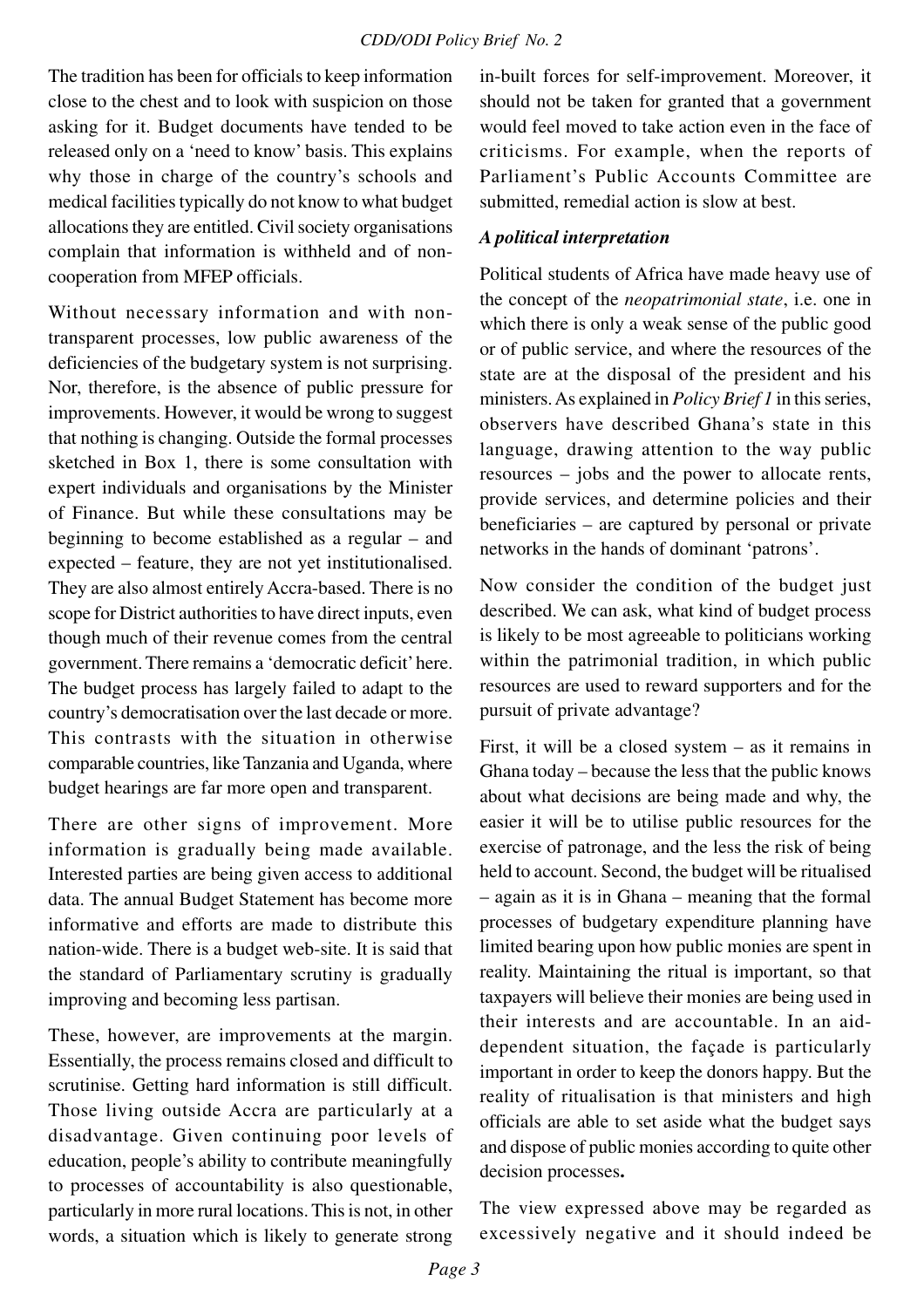The tradition has been for officials to keep information close to the chest and to look with suspicion on those asking for it. Budget documents have tended to be released only on a 'need to know' basis. This explains why those in charge of the country's schools and medical facilities typically do not know to what budget allocations they are entitled. Civil society organisations complain that information is withheld and of non-cooperation from MFEP officials.

Without necessary information and with non-transparent processes, low public awareness of the deficiencies of the budgetary system is not surprising. Nor, therefore, is the absence of public pressure for improvements. However, it would be wrong to suggest that nothing is changing. Outside the formal processes sketched in Box 1, there is some consultation with expert individuals and organisations by the Minister of Finance. But while these consultations may be beginning to become established as a regular – and expected – feature, they are not yet institutionalised. They are also almost entirely Accra-based. There is no scope for District authorities to have direct inputs, even though much of their revenue comes from the central government. There remains a 'democratic deficit' here. The budget process has largely failed to adapt to the country's democratisation over the last decade or more. This contrasts with the situation in otherwise comparable countries, like Tanzania and Uganda, where budget hearings are far more open and transparent.

There are other signs of improvement. More information is gradually being made available. Interested parties are being given access to additional data. The annual Budget Statement has become more informative and efforts are made to distribute this nation-wide. There is a budget web-site. It is said that the standard of Parliamentary scrutiny is gradually improving and becoming less partisan.

These, however, are improvements at the margin. Essentially, the process remains closed and difficult to scrutinise. Getting hard information is still difficult. Those living outside Accra are particularly at a disadvantage. Given continuing poor levels of education, people's ability to contribute meaningfully to processes of accountability is also questionable, particularly in more rural locations. This is not, in other words, a situation which is likely to generate strong in-built forces for self-improvement. Moreover, it should not be taken for granted that a government would feel moved to take action even in the face of criticisms. For example, when the reports of Parliament's Public Accounts Committee are submitted, remedial action is slow at best.

### *A political interpretation*

Political students of Africa have made heavy use of the concept of the *neopatrimonial state*, i.e. one in which there is only a weak sense of the public good or of public service, and where the resources of the state are at the disposal of the president and his ministers. As explained in *Policy Brief 1* in this series, observers have described Ghana's state in this language, drawing attention to the way public resources – jobs and the power to allocate rents, provide services, and determine policies and their beneficiaries – are captured by personal or private networks in the hands of dominant 'patrons'.

Now consider the condition of the budget just described. We can ask, what kind of budget process is likely to be most agreeable to politicians working within the patrimonial tradition, in which public resources are used to reward supporters and for the pursuit of private advantage?

First, it will be a closed system – as it remains in Ghana today – because the less that the public knows about what decisions are being made and why, the easier it will be to utilise public resources for the exercise of patronage, and the less the risk of being held to account. Second, the budget will be ritualised – again as it is in Ghana – meaning that the formal processes of budgetary expenditure planning have limited bearing upon how public monies are spent in reality. Maintaining the ritual is important, so that taxpayers will believe their monies are being used in their interests and are accountable. In an aid-dependent situation, the façade is particularly important in order to keep the donors happy. But the reality of ritualisation is that ministers and high officials are able to set aside what the budget says and dispose of public monies according to quite other decision processes**.**

The view expressed above may be regarded as excessively negative and it should indeed be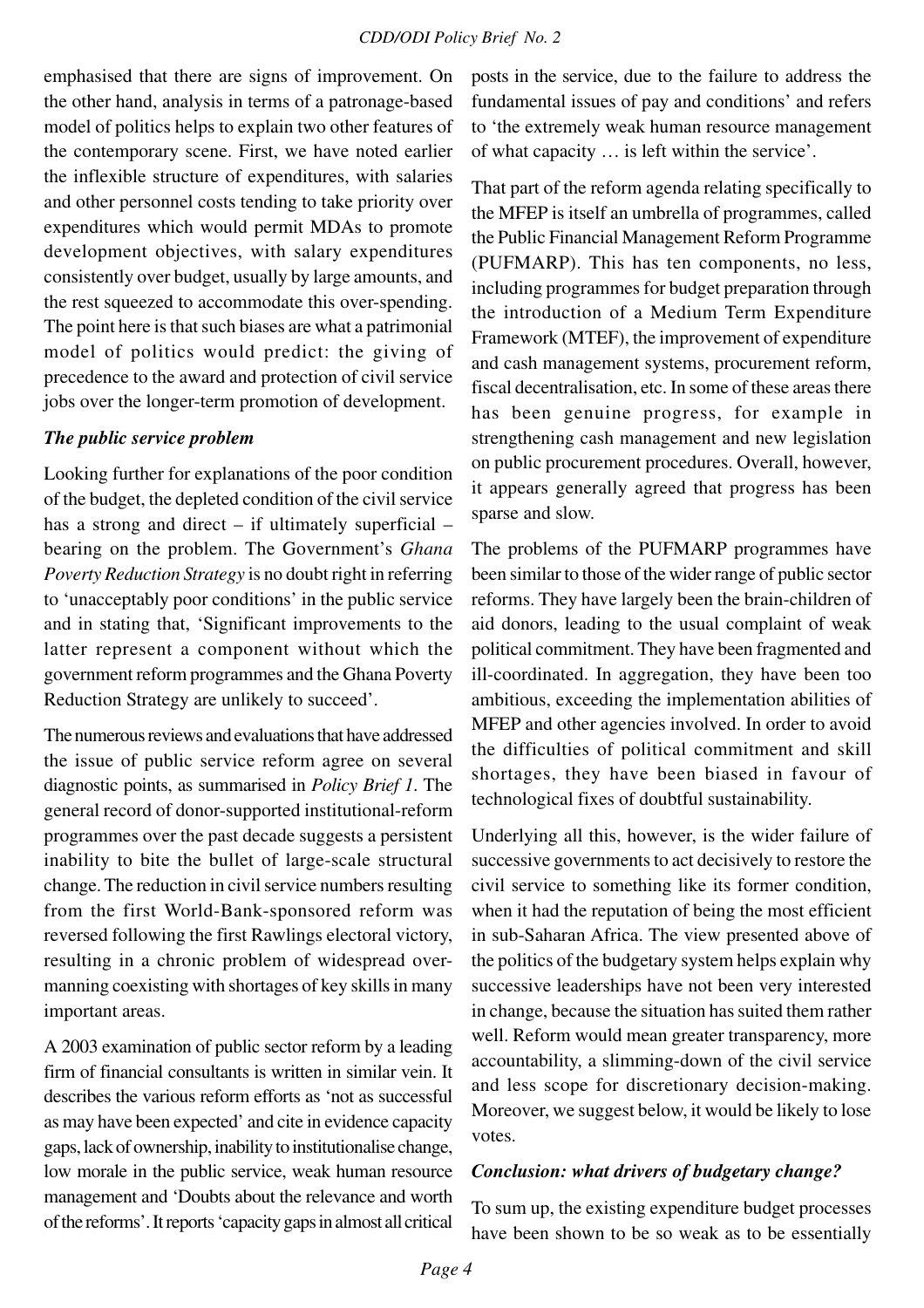emphasised that there are signs of improvement. On the other hand, analysis in terms of a patronage-based model of politics helps to explain two other features of the contemporary scene. First, we have noted earlier the inflexible structure of expenditures, with salaries and other personnel costs tending to take priority over expenditures which would permit MDAs to promote development objectives, with salary expenditures consistently over budget, usually by large amounts, and the rest squeezed to accommodate this over-spending. The point here is that such biases are what a patrimonial model of politics would predict: the giving of precedence to the award and protection of civil service jobs over the longer-term promotion of development.

### *The public service problem*

Looking further for explanations of the poor condition of the budget, the depleted condition of the civil service has a strong and direct – if ultimately superficial – bearing on the problem. The Government's *Ghana Poverty Reduction Strategy* is no doubt right in referring to 'unacceptably poor conditions' in the public service and in stating that, 'Significant improvements to the latter represent a component without which the government reform programmes and the Ghana Poverty Reduction Strategy are unlikely to succeed'.

The numerous reviews and evaluations that have addressed the issue of public service reform agree on several diagnostic points, as summarised in *Policy Brief 1*. The general record of donor-supported institutional-reform programmes over the past decade suggests a persistent inability to bite the bullet of large-scale structural change. The reduction in civil service numbers resulting from the first World-Bank-sponsored reform was reversed following the first Rawlings electoral victory, resulting in a chronic problem of widespread over-manning coexisting with shortages of key skills in many important areas.

A 2003 examination of public sector reform by a leading firm of financial consultants is written in similar vein. It describes the various reform efforts as 'not as successful as may have been expected' and cite in evidence capacity gaps, lack of ownership, inability to institutionalise change, low morale in the public service, weak human resource management and 'Doubts about the relevance and worth of the reforms'. It reports 'capacity gaps in almost all critical posts in the service, due to the failure to address the fundamental issues of pay and conditions' and refers to 'the extremely weak human resource management of what capacity … is left within the service'.

That part of the reform agenda relating specifically to the MFEP is itself an umbrella of programmes, called the Public Financial Management Reform Programme (PUFMARP). This has ten components, no less, including programmes for budget preparation through the introduction of a Medium Term Expenditure Framework (MTEF), the improvement of expenditure and cash management systems, procurement reform, fiscal decentralisation, etc. In some of these areas there has been genuine progress, for example in strengthening cash management and new legislation on public procurement procedures. Overall, however, it appears generally agreed that progress has been sparse and slow.

The problems of the PUFMARP programmes have been similar to those of the wider range of public sector reforms. They have largely been the brain-children of aid donors, leading to the usual complaint of weak political commitment. They have been fragmented and ill-coordinated. In aggregation, they have been too ambitious, exceeding the implementation abilities of MFEP and other agencies involved. In order to avoid the difficulties of political commitment and skill shortages, they have been biased in favour of technological fixes of doubtful sustainability.

Underlying all this, however, is the wider failure of successive governments to act decisively to restore the civil service to something like its former condition, when it had the reputation of being the most efficient in sub-Saharan Africa. The view presented above of the politics of the budgetary system helps explain why successive leaderships have not been very interested in change, because the situation has suited them rather well. Reform would mean greater transparency, more accountability, a slimming-down of the civil service and less scope for discretionary decision-making. Moreover, we suggest below, it would be likely to lose votes.

### *Conclusion: what drivers of budgetary change?*

To sum up, the existing expenditure budget processes have been shown to be so weak as to be essentially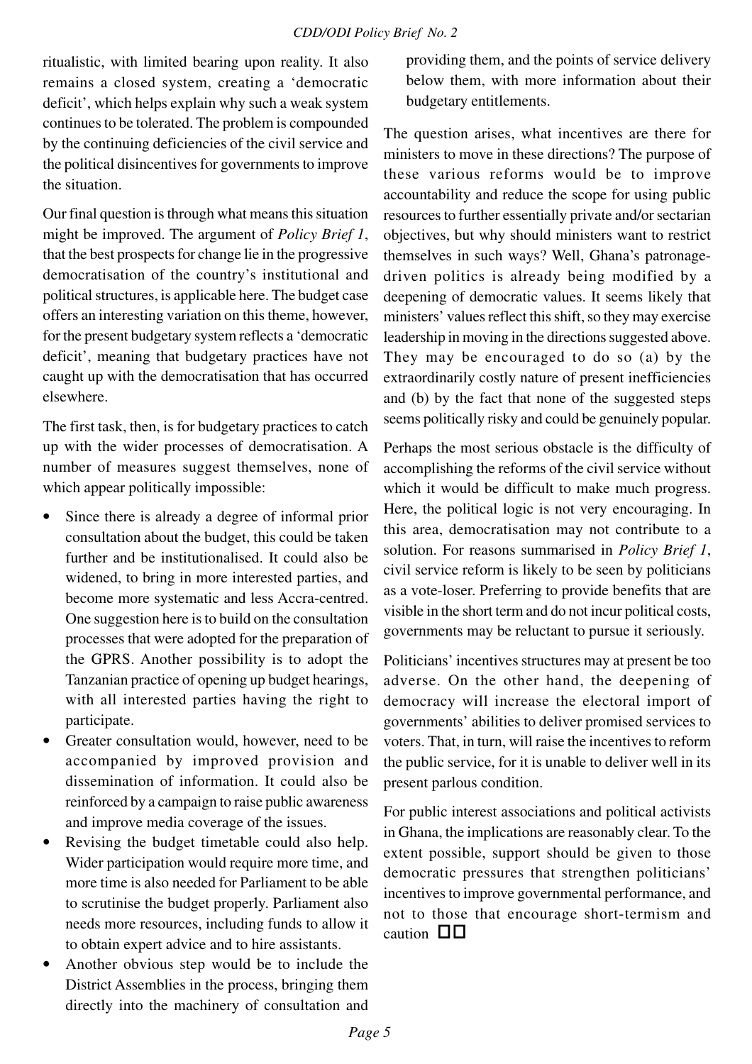ritualistic, with limited bearing upon reality. It also remains a closed system, creating a 'democratic deficit', which helps explain why such a weak system continues to be tolerated. The problem is compounded by the continuing deficiencies of the civil service and the political disincentives for governments to improve the situation.

Our final question is through what means this situation might be improved. The argument of *Policy Brief 1*, that the best prospects for change lie in the progressive democratisation of the country's institutional and political structures, is applicable here. The budget case offers an interesting variation on this theme, however, for the present budgetary system reflects a 'democratic deficit', meaning that budgetary practices have not caught up with the democratisation that has occurred elsewhere.

The first task, then, is for budgetary practices to catch up with the wider processes of democratisation. A number of measures suggest themselves, none of which appear politically impossible:

- Since there is already a degree of informal prior consultation about the budget, this could be taken further and be institutionalised. It could also be widened, to bring in more interested parties, and become more systematic and less Accra-centred. One suggestion here is to build on the consultation processes that were adopted for the preparation of the GPRS. Another possibility is to adopt the Tanzanian practice of opening up budget hearings, with all interested parties having the right to participate.
- Greater consultation would, however, need to be accompanied by improved provision and dissemination of information. It could also be reinforced by a campaign to raise public awareness and improve media coverage of the issues.
- Revising the budget timetable could also help. Wider participation would require more time, and more time is also needed for Parliament to be able to scrutinise the budget properly. Parliament also needs more resources, including funds to allow it to obtain expert advice and to hire assistants.
- Another obvious step would be to include the District Assemblies in the process, bringing them directly into the machinery of consultation and providing them, and the points of service delivery below them, with more information about their budgetary entitlements.

The question arises, what incentives are there for ministers to move in these directions? The purpose of these various reforms would be to improve accountability and reduce the scope for using public resources to further essentially private and/or sectarian objectives, but why should ministers want to restrict themselves in such ways? Well, Ghana's patronage-driven politics is already being modified by a deepening of democratic values. It seems likely that ministers' values reflect this shift, so they may exercise leadership in moving in the directions suggested above. They may be encouraged to do so (a) by the extraordinarily costly nature of present inefficiencies and (b) by the fact that none of the suggested steps seems politically risky and could be genuinely popular.

Perhaps the most serious obstacle is the difficulty of accomplishing the reforms of the civil service without which it would be difficult to make much progress. Here, the political logic is not very encouraging. In this area, democratisation may not contribute to a solution. For reasons summarised in *Policy Brief 1*, civil service reform is likely to be seen by politicians as a vote-loser. Preferring to provide benefits that are visible in the short term and do not incur political costs, governments may be reluctant to pursue it seriously.

Politicians' incentives structures may at present be too adverse. On the other hand, the deepening of democracy will increase the electoral import of governments' abilities to deliver promised services to voters. That, in turn, will raise the incentives to reform the public service, for it is unable to deliver well in its present parlous condition.

For public interest associations and political activists in Ghana, the implications are reasonably clear. To the extent possible, support should be given to those democratic pressures that strengthen politicians' incentives to improve governmental performance, and not to those that encourage short-termism and caution ☐☐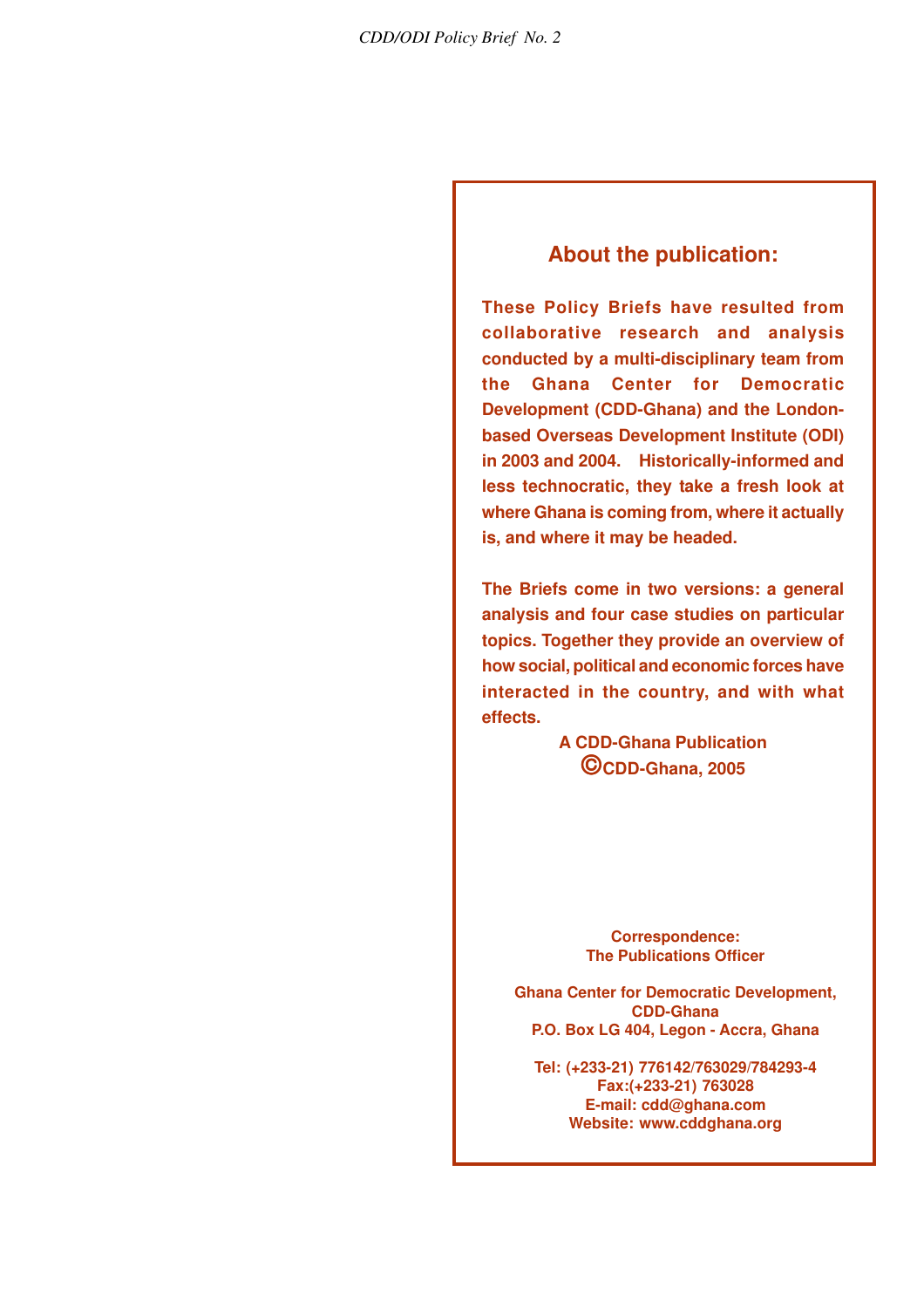## About the publication:

**These Policy Briefs have resulted from collaborative research and analysis conducted by a multi-disciplinary team from the Ghana Center for Democratic Development (CDD-Ghana) and the London-based Overseas Development Institute (ODI) in 2003 and 2004. Historically-informed and less technocratic, they take a fresh look at where Ghana is coming from, where it actually is, and where it may be headed.**

**The Briefs come in two versions: a general analysis and four case studies on particular topics. Together they provide an overview of how social, political and economic forces have interacted in the country, and with what effects.**

**A CDD-Ghana Publication**
**©CDD-Ghana, 2005**

**Correspondence:**
**The Publications Officer**

**Ghana Center for Democratic Development,**
**CDD-Ghana**
**P.O. Box LG 404, Legon - Accra, Ghana**

**Tel: (+233-21) 776142/763029/784293-4**
**Fax:(+233-21) 763028**
**E-mail: cdd@ghana.com**
**Website: www.cddghana.org**